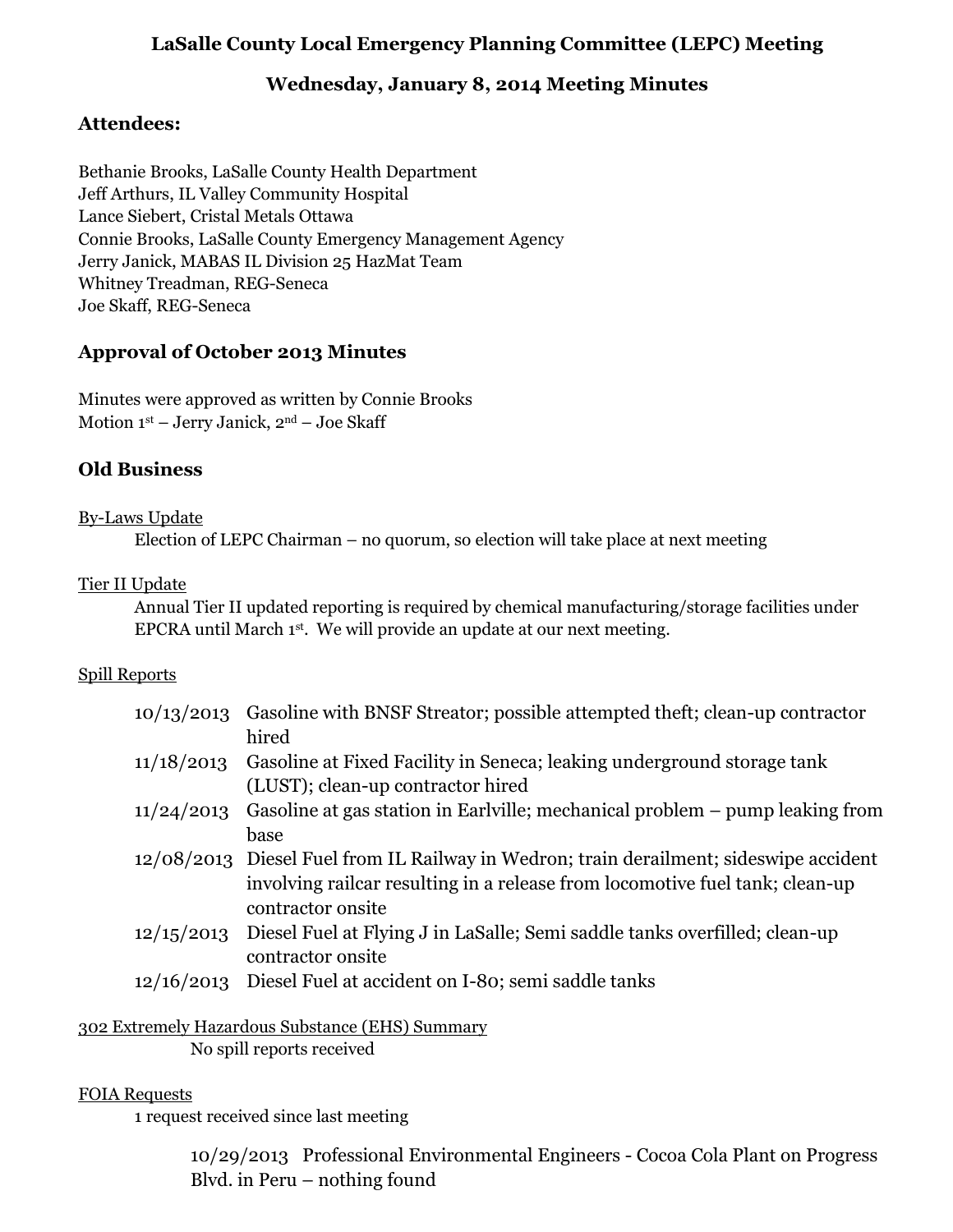# LaSalle County Local Emergency Planning Committee (LEPC) Meeting

## Wednesday, January 8, 2014 Meeting Minutes

### Attendees:

Bethanie Brooks, LaSalle County Health Department
Jeff Arthurs, IL Valley Community Hospital
Lance Siebert, Cristal Metals Ottawa
Connie Brooks, LaSalle County Emergency Management Agency
Jerry Janick, MABAS IL Division 25 HazMat Team
Whitney Treadman, REG-Seneca
Joe Skaff, REG-Seneca

### Approval of October 2013 Minutes

Minutes were approved as written by Connie Brooks
Motion 1st – Jerry Janick, 2nd – Joe Skaff

### Old Business

By-Laws Update

Election of LEPC Chairman – no quorum, so election will take place at next meeting

Tier II Update

Annual Tier II updated reporting is required by chemical manufacturing/storage facilities under EPCRA until March 1st. We will provide an update at our next meeting.

Spill Reports

| | |
|---|---|
| 10/13/2013 | Gasoline with BNSF Streator; possible attempted theft; clean-up contractor hired |
| 11/18/2013 | Gasoline at Fixed Facility in Seneca; leaking underground storage tank (LUST); clean-up contractor hired |
| 11/24/2013 | Gasoline at gas station in Earlville; mechanical problem – pump leaking from base |
| 12/08/2013 | Diesel Fuel from IL Railway in Wedron; train derailment; sideswipe accident involving railcar resulting in a release from locomotive fuel tank; clean-up contractor onsite |
| 12/15/2013 | Diesel Fuel at Flying J in LaSalle; Semi saddle tanks overfilled; clean-up contractor onsite |
| 12/16/2013 | Diesel Fuel at accident on I-80; semi saddle tanks |

302 Extremely Hazardous Substance (EHS) Summary

No spill reports received

FOIA Requests

1 request received since last meeting

10/29/2013 Professional Environmental Engineers - Cocoa Cola Plant on Progress Blvd. in Peru – nothing found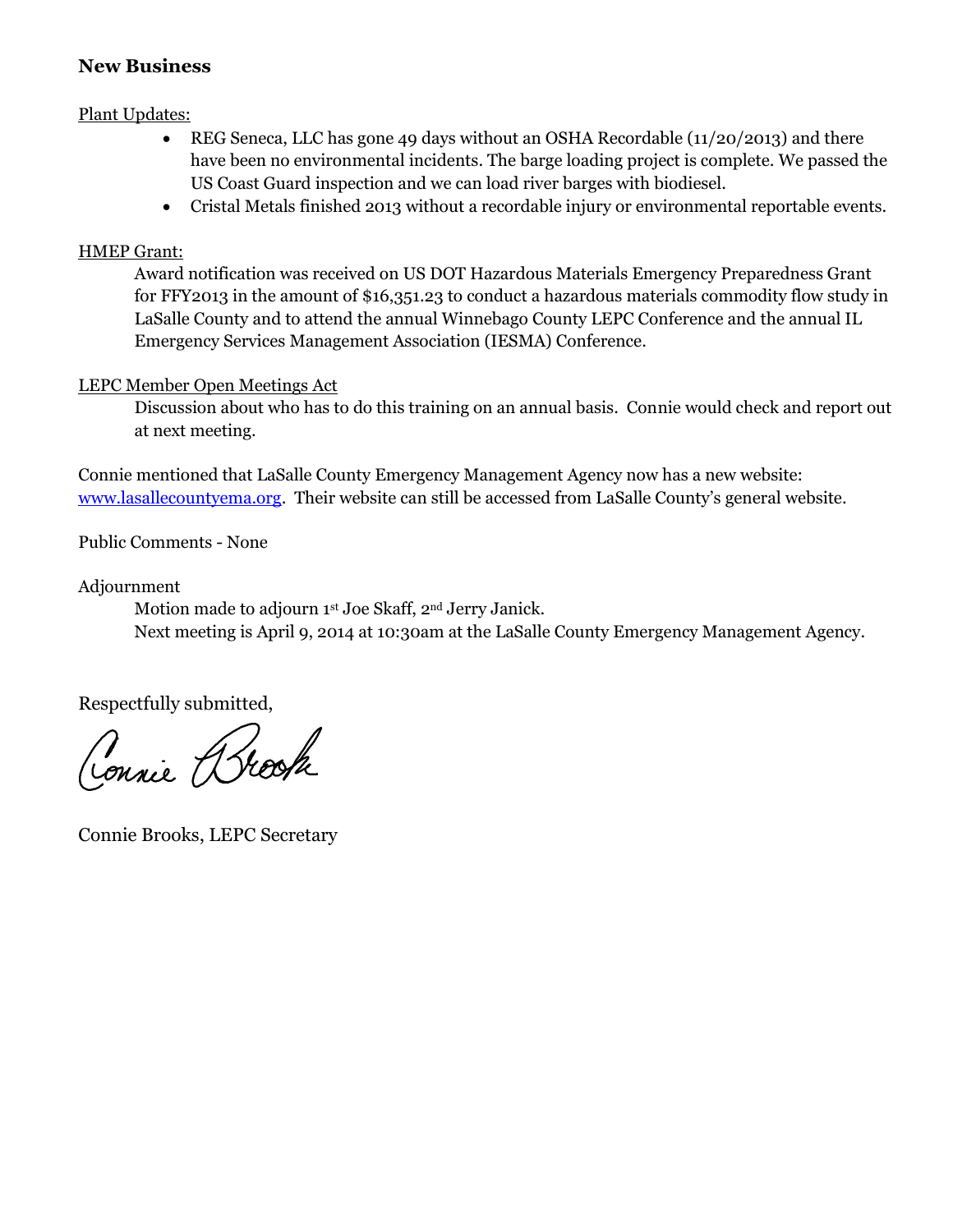## New Business

Plant Updates:

- REG Seneca, LLC has gone 49 days without an OSHA Recordable (11/20/2013) and there have been no environmental incidents. The barge loading project is complete. We passed the US Coast Guard inspection and we can load river barges with biodiesel.
- Cristal Metals finished 2013 without a recordable injury or environmental reportable events.

HMEP Grant:

Award notification was received on US DOT Hazardous Materials Emergency Preparedness Grant for FFY2013 in the amount of $16,351.23 to conduct a hazardous materials commodity flow study in LaSalle County and to attend the annual Winnebago County LEPC Conference and the annual IL Emergency Services Management Association (IESMA) Conference.

LEPC Member Open Meetings Act

Discussion about who has to do this training on an annual basis. Connie would check and report out at next meeting.

Connie mentioned that LaSalle County Emergency Management Agency now has a new website: www.lasallecountyema.org. Their website can still be accessed from LaSalle County's general website.

Public Comments - None

Adjournment

Motion made to adjourn 1st Joe Skaff, 2nd Jerry Janick.
Next meeting is April 9, 2014 at 10:30am at the LaSalle County Emergency Management Agency.

Respectfully submitted,

Connie Brooks

Connie Brooks, LEPC Secretary